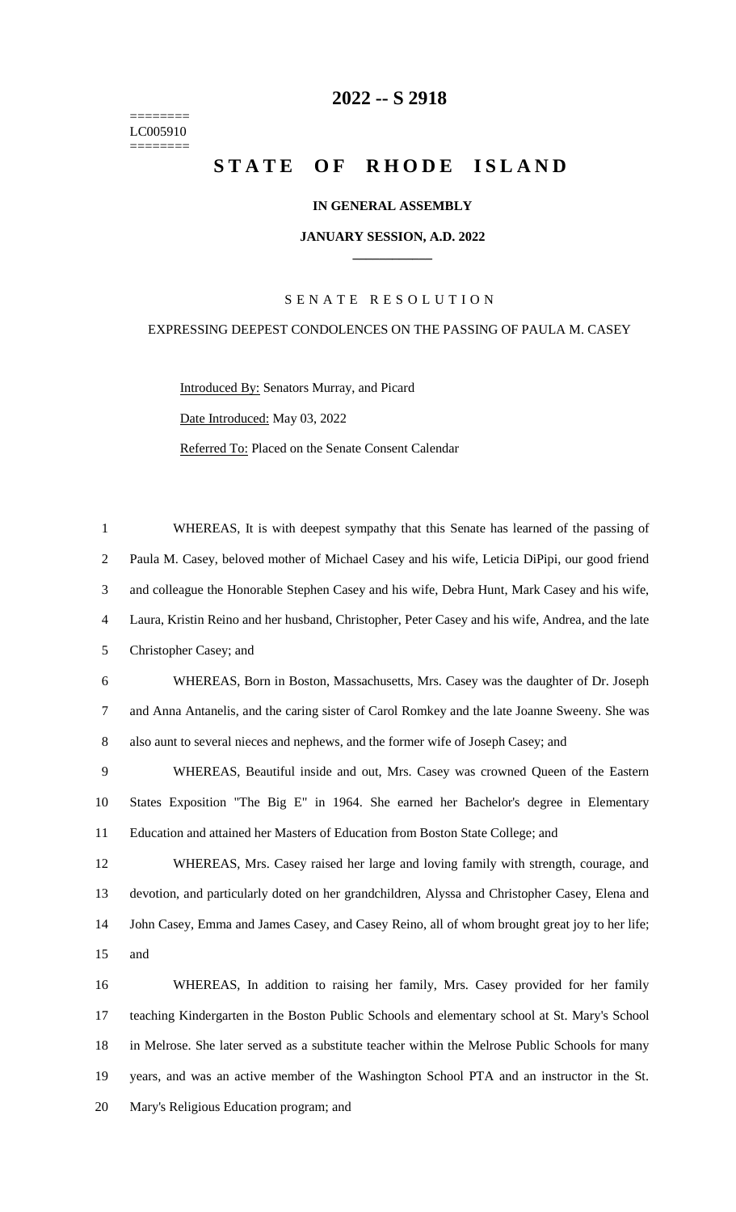# 2022 -- S 2918

========
LC005910
========

# STATE OF RHODE ISLAND

**IN GENERAL ASSEMBLY**

**JANUARY SESSION, A.D. 2022**

SENATE RESOLUTION

EXPRESSING DEEPEST CONDOLENCES ON THE PASSING OF PAULA M. CASEY

Introduced By: Senators Murray, and Picard

Date Introduced: May 03, 2022

Referred To: Placed on the Senate Consent Calendar

WHEREAS, It is with deepest sympathy that this Senate has learned of the passing of Paula M. Casey, beloved mother of Michael Casey and his wife, Leticia DiPipi, our good friend and colleague the Honorable Stephen Casey and his wife, Debra Hunt, Mark Casey and his wife, Laura, Kristin Reino and her husband, Christopher, Peter Casey and his wife, Andrea, and the late Christopher Casey; and

WHEREAS, Born in Boston, Massachusetts, Mrs. Casey was the daughter of Dr. Joseph and Anna Antanelis, and the caring sister of Carol Romkey and the late Joanne Sweeny. She was also aunt to several nieces and nephews, and the former wife of Joseph Casey; and

WHEREAS, Beautiful inside and out, Mrs. Casey was crowned Queen of the Eastern States Exposition "The Big E" in 1964. She earned her Bachelor's degree in Elementary Education and attained her Masters of Education from Boston State College; and

WHEREAS, Mrs. Casey raised her large and loving family with strength, courage, and devotion, and particularly doted on her grandchildren, Alyssa and Christopher Casey, Elena and John Casey, Emma and James Casey, and Casey Reino, all of whom brought great joy to her life; and

WHEREAS, In addition to raising her family, Mrs. Casey provided for her family teaching Kindergarten in the Boston Public Schools and elementary school at St. Mary's School in Melrose. She later served as a substitute teacher within the Melrose Public Schools for many years, and was an active member of the Washington School PTA and an instructor in the St. Mary's Religious Education program; and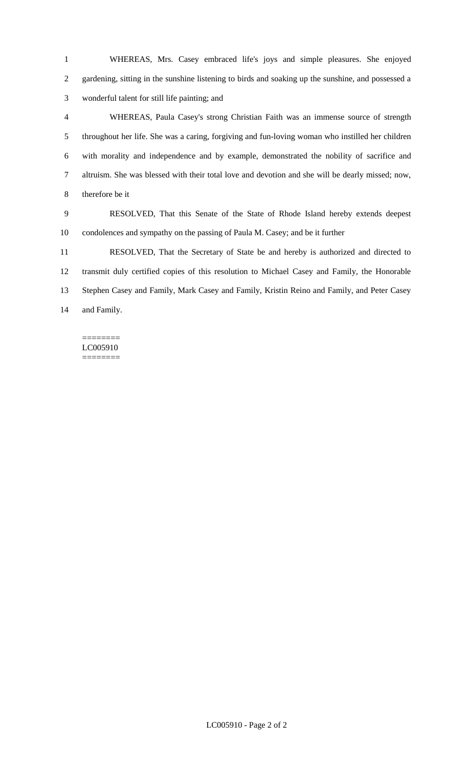WHEREAS, Mrs. Casey embraced life's joys and simple pleasures. She enjoyed gardening, sitting in the sunshine listening to birds and soaking up the sunshine, and possessed a wonderful talent for still life painting; and

WHEREAS, Paula Casey's strong Christian Faith was an immense source of strength throughout her life. She was a caring, forgiving and fun-loving woman who instilled her children with morality and independence and by example, demonstrated the nobility of sacrifice and altruism. She was blessed with their total love and devotion and she will be dearly missed; now, therefore be it

RESOLVED, That this Senate of the State of Rhode Island hereby extends deepest condolences and sympathy on the passing of Paula M. Casey; and be it further

RESOLVED, That the Secretary of State be and hereby is authorized and directed to transmit duly certified copies of this resolution to Michael Casey and Family, the Honorable Stephen Casey and Family, Mark Casey and Family, Kristin Reino and Family, and Peter Casey and Family.

========
LC005910
========